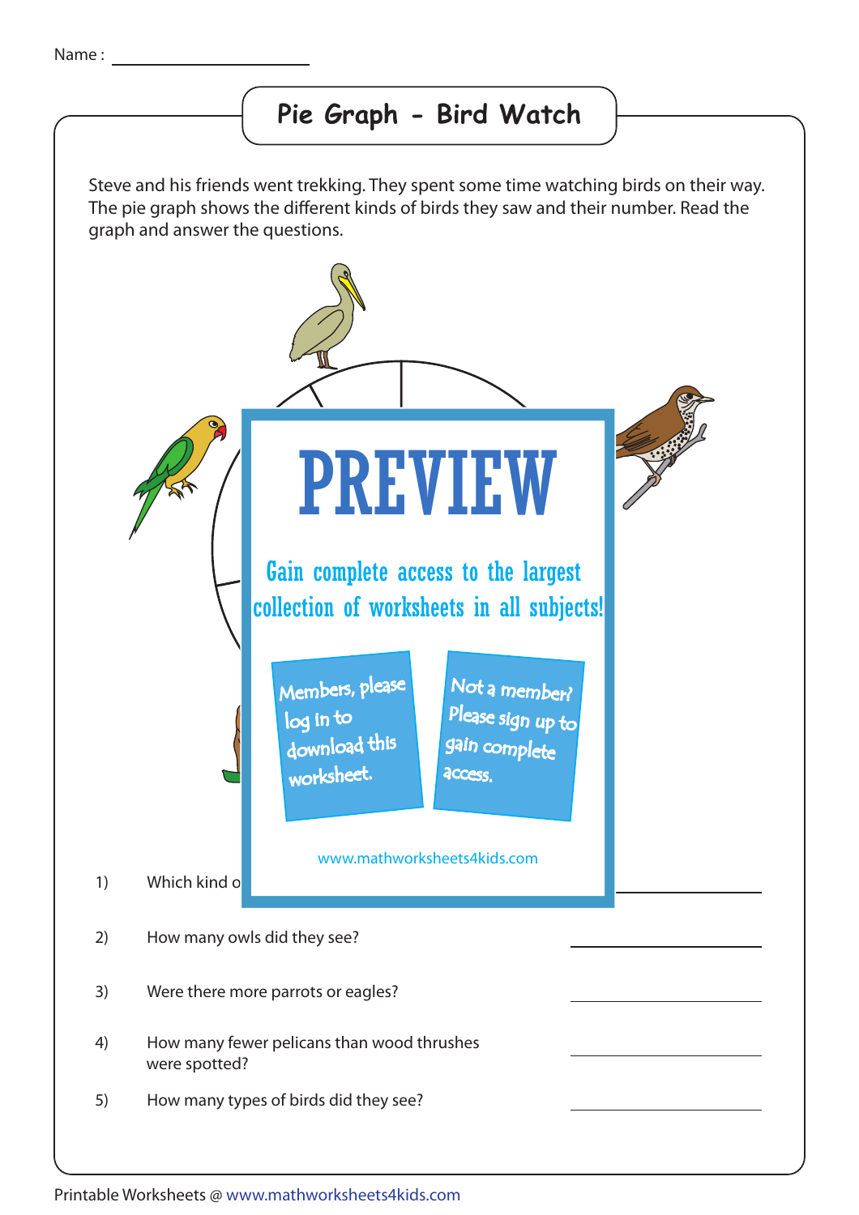Name : ___________________

# Pie Graph - Bird Watch

Steve and his friends went trekking. They spent some time watching birds on their way. The pie graph shows the different kinds of birds they saw and their number. Read the graph and answer the questions.

PREVIEW

Gain complete access to the largest collection of worksheets in all subjects!

Members, please log in to download this worksheet.

Not a member? Please sign up to gain complete access.

www.mathworksheets4kids.com

1) Which kind o ___________________

2) How many owls did they see? ___________________

3) Were there more parrots or eagles? ___________________

4) How many fewer pelicans than wood thrushes were spotted? ___________________

5) How many types of birds did they see? ___________________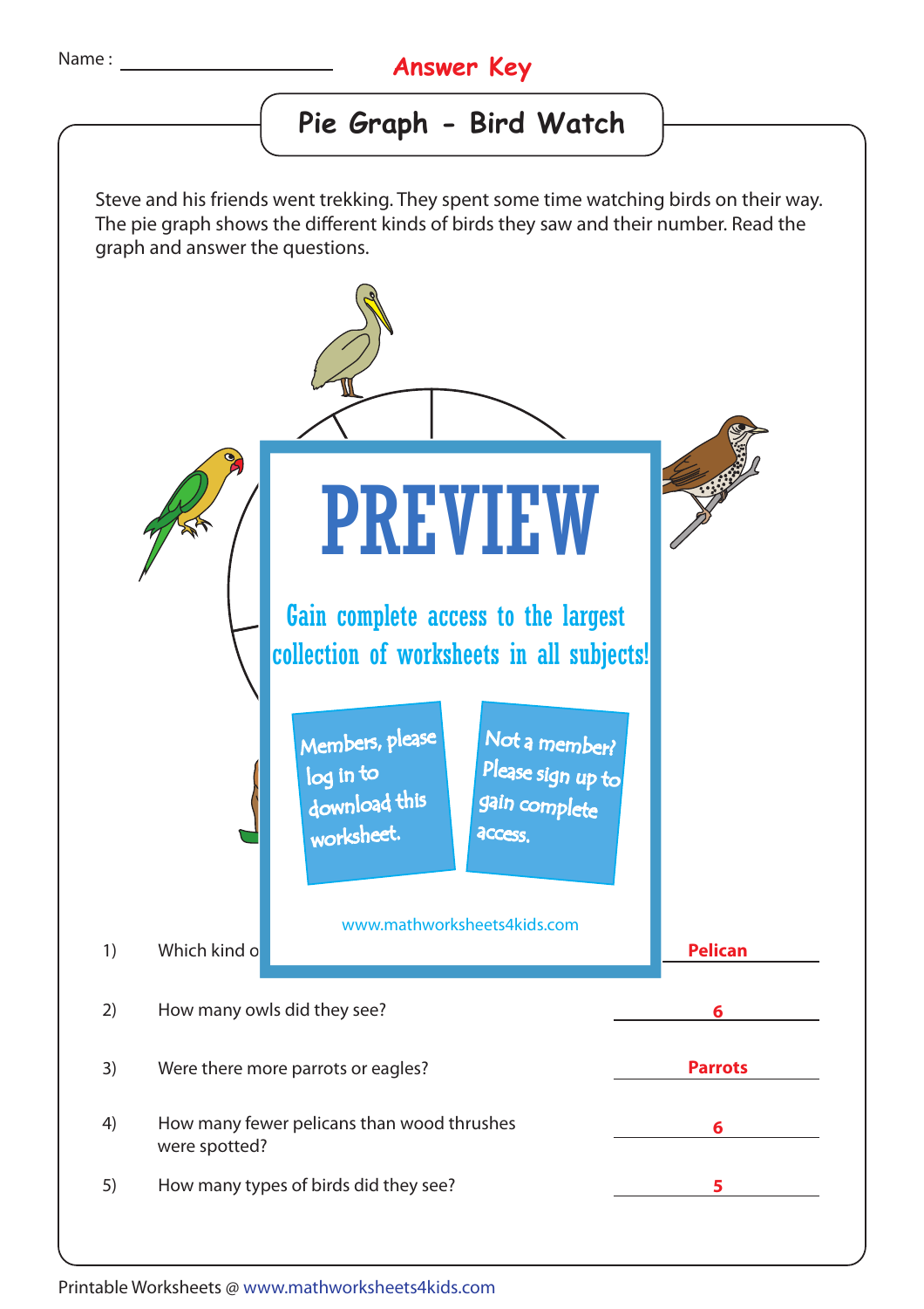Name : ____________________

**Answer Key**

# Pie Graph - Bird Watch

Steve and his friends went trekking. They spent some time watching birds on their way. The pie graph shows the different kinds of birds they saw and their number. Read the graph and answer the questions.

PREVIEW

Gain complete access to the largest collection of worksheets in all subjects!

Members, please log in to download this worksheet.

Not a member? Please sign up to gain complete access.

www.mathworksheets4kids.com

1) Which kind o ... **Pelican**

2) How many owls did they see? **6**

3) Were there more parrots or eagles? **Parrots**

4) How many fewer pelicans than wood thrushes were spotted? **6**

5) How many types of birds did they see? **5**

Printable Worksheets @ www.mathworksheets4kids.com